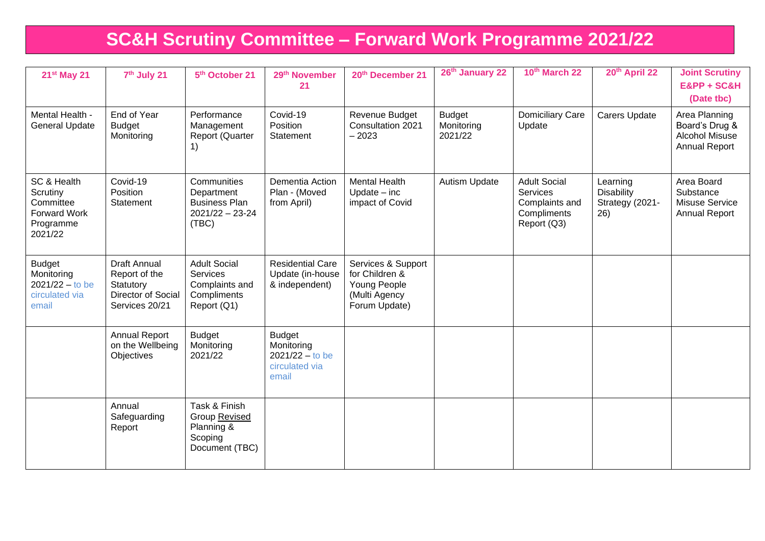# SC&H Scrutiny Committee – Forward Work Programme 2021/22

| 21st May 21 | 7th July 21 | 5th October 21 | 29th November 21 | 20th December 21 | 26th January 22 | 10th March 22 | 20th April 22 | Joint Scrutiny E&PP + SC&H (Date tbc) |
|---|---|---|---|---|---|---|---|---|
| Mental Health - General Update | End of Year Budget Monitoring | Performance Management Report (Quarter 1) | Covid-19 Position Statement | Revenue Budget Consultation 2021 – 2023 | Budget Monitoring 2021/22 | Domiciliary Care Update | Carers Update | Area Planning Board's Drug & Alcohol Misuse Annual Report |
| SC & Health Scrutiny Committee Forward Work Programme 2021/22 | Covid-19 Position Statement | Communities Department Business Plan 2021/22 – 23-24 (TBC) | Dementia Action Plan - (Moved from April) | Mental Health Update – inc impact of Covid | Autism Update | Adult Social Services Complaints and Compliments Report (Q3) | Learning Disability Strategy (2021-26) | Area Board Substance Misuse Service Annual Report |
| Budget Monitoring 2021/22 – to be circulated via email | Draft Annual Report of the Statutory Director of Social Services 20/21 | Adult Social Services Complaints and Compliments Report (Q1) | Residential Care Update (in-house & independent) | Services & Support for Children & Young People (Multi Agency Forum Update) | | | | |
| | Annual Report on the Wellbeing Objectives | Budget Monitoring 2021/22 | Budget Monitoring 2021/22 – to be circulated via email | | | | | |
| | Annual Safeguarding Report | Task & Finish Group Revised Planning & Scoping Document (TBC) | | | | | | |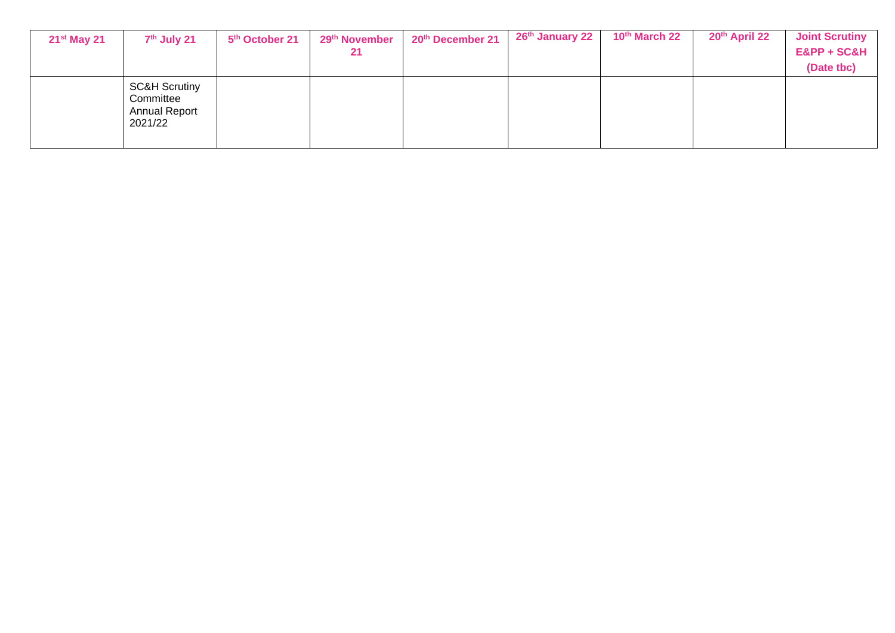| 21st May 21 | 7th July 21 | 5th October 21 | 29th November 21 | 20th December 21 | 26th January 22 | 10th March 22 | 20th April 22 | Joint Scrutiny E&PP + SC&H (Date tbc) |
|---|---|---|---|---|---|---|---|---|
| | SC&H Scrutiny Committee Annual Report 2021/22 | | | | | | | |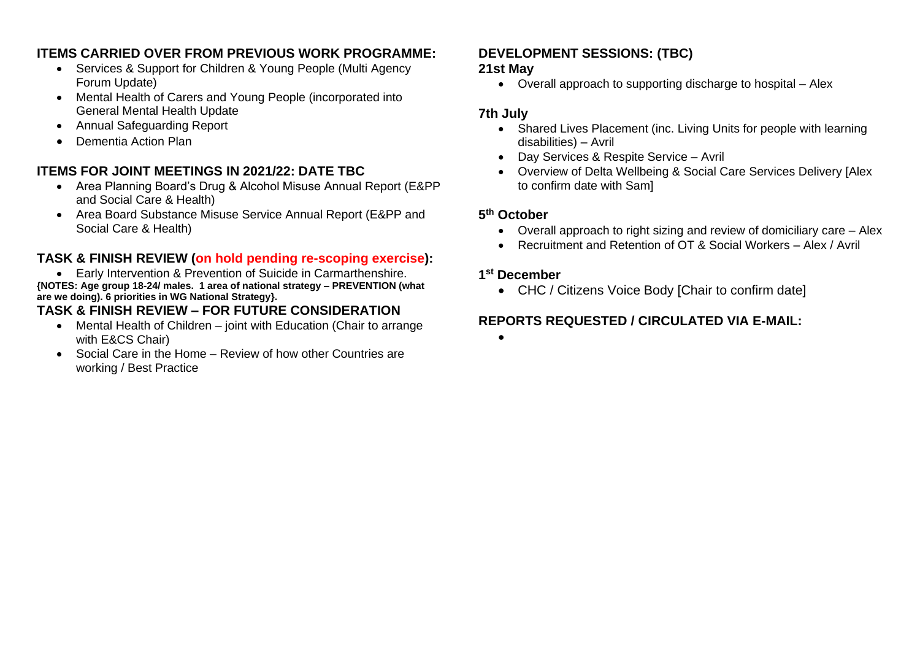## ITEMS CARRIED OVER FROM PREVIOUS WORK PROGRAMME:

- Services & Support for Children & Young People (Multi Agency Forum Update)
- Mental Health of Carers and Young People (incorporated into General Mental Health Update
- Annual Safeguarding Report
- Dementia Action Plan

## ITEMS FOR JOINT MEETINGS IN 2021/22: DATE TBC

- Area Planning Board's Drug & Alcohol Misuse Annual Report (E&PP and Social Care & Health)
- Area Board Substance Misuse Service Annual Report (E&PP and Social Care & Health)

## TASK & FINISH REVIEW (on hold pending re-scoping exercise):

- Early Intervention & Prevention of Suicide in Carmarthenshire.

**{NOTES: Age group 18-24/ males. 1 area of national strategy – PREVENTION (what are we doing). 6 priorities in WG National Strategy}.**

## TASK & FINISH REVIEW – FOR FUTURE CONSIDERATION

- Mental Health of Children – joint with Education (Chair to arrange with E&CS Chair)
- Social Care in the Home – Review of how other Countries are working / Best Practice

## DEVELOPMENT SESSIONS: (TBC)

### 21st May

- Overall approach to supporting discharge to hospital – Alex

### 7th July

- Shared Lives Placement (inc. Living Units for people with learning disabilities) – Avril
- Day Services & Respite Service – Avril
- Overview of Delta Wellbeing & Social Care Services Delivery [Alex to confirm date with Sam]

### 5th October

- Overall approach to right sizing and review of domiciliary care – Alex
- Recruitment and Retention of OT & Social Workers – Alex / Avril

### 1st December

- CHC / Citizens Voice Body [Chair to confirm date]

## REPORTS REQUESTED / CIRCULATED VIA E-MAIL:

-